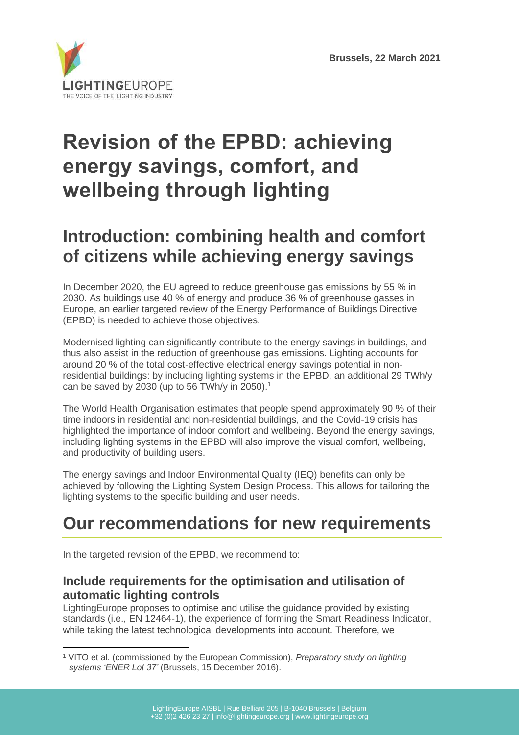Brussels, 22 March 2021

# Revision of the EPBD: achieving energy savings, comfort, and wellbeing through lighting

## Introduction: combining health and comfort of citizens while achieving energy savings

In December 2020, the EU agreed to reduce greenhouse gas emissions by 55 % in 2030. As buildings use 40 % of energy and produce 36 % of greenhouse gasses in Europe, an earlier targeted review of the Energy Performance of Buildings Directive (EPBD) is needed to achieve those objectives.

Modernised lighting can significantly contribute to the energy savings in buildings, and thus also assist in the reduction of greenhouse gas emissions. Lighting accounts for around 20 % of the total cost-effective electrical energy savings potential in non-residential buildings: by including lighting systems in the EPBD, an additional 29 TWh/y can be saved by 2030 (up to 56 TWh/y in 2050).[1]

The World Health Organisation estimates that people spend approximately 90 % of their time indoors in residential and non-residential buildings, and the Covid-19 crisis has highlighted the importance of indoor comfort and wellbeing. Beyond the energy savings, including lighting systems in the EPBD will also improve the visual comfort, wellbeing, and productivity of building users.

The energy savings and Indoor Environmental Quality (IEQ) benefits can only be achieved by following the Lighting System Design Process. This allows for tailoring the lighting systems to the specific building and user needs.

## Our recommendations for new requirements

In the targeted revision of the EPBD, we recommend to:

### Include requirements for the optimisation and utilisation of automatic lighting controls

LightingEurope proposes to optimise and utilise the guidance provided by existing standards (i.e., EN 12464-1), the experience of forming the Smart Readiness Indicator, while taking the latest technological developments into account. Therefore, we

[1] VITO et al. (commissioned by the European Commission), *Preparatory study on lighting systems 'ENER Lot 37'* (Brussels, 15 December 2016).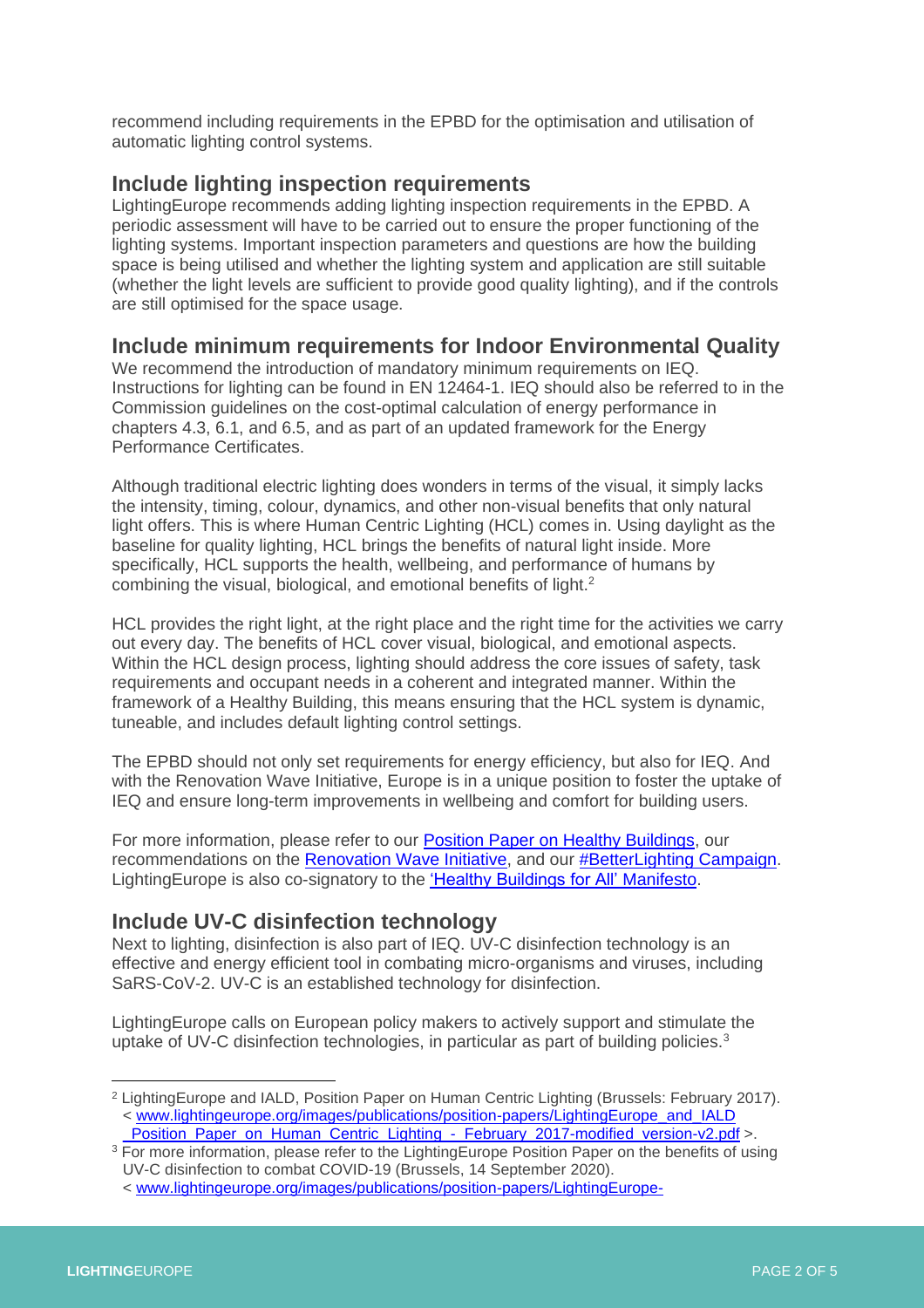recommend including requirements in the EPBD for the optimisation and utilisation of automatic lighting control systems.

## Include lighting inspection requirements

LightingEurope recommends adding lighting inspection requirements in the EPBD. A periodic assessment will have to be carried out to ensure the proper functioning of the lighting systems. Important inspection parameters and questions are how the building space is being utilised and whether the lighting system and application are still suitable (whether the light levels are sufficient to provide good quality lighting), and if the controls are still optimised for the space usage.

## Include minimum requirements for Indoor Environmental Quality

We recommend the introduction of mandatory minimum requirements on IEQ. Instructions for lighting can be found in EN 12464-1. IEQ should also be referred to in the Commission guidelines on the cost-optimal calculation of energy performance in chapters 4.3, 6.1, and 6.5, and as part of an updated framework for the Energy Performance Certificates.

Although traditional electric lighting does wonders in terms of the visual, it simply lacks the intensity, timing, colour, dynamics, and other non-visual benefits that only natural light offers. This is where Human Centric Lighting (HCL) comes in. Using daylight as the baseline for quality lighting, HCL brings the benefits of natural light inside. More specifically, HCL supports the health, wellbeing, and performance of humans by combining the visual, biological, and emotional benefits of light.[2]

HCL provides the right light, at the right place and the right time for the activities we carry out every day. The benefits of HCL cover visual, biological, and emotional aspects. Within the HCL design process, lighting should address the core issues of safety, task requirements and occupant needs in a coherent and integrated manner. Within the framework of a Healthy Building, this means ensuring that the HCL system is dynamic, tuneable, and includes default lighting control settings.

The EPBD should not only set requirements for energy efficiency, but also for IEQ. And with the Renovation Wave Initiative, Europe is in a unique position to foster the uptake of IEQ and ensure long-term improvements in wellbeing and comfort for building users.

For more information, please refer to our Position Paper on Healthy Buildings, our recommendations on the Renovation Wave Initiative, and our #BetterLighting Campaign. LightingEurope is also co-signatory to the 'Healthy Buildings for All' Manifesto.

## Include UV-C disinfection technology

Next to lighting, disinfection is also part of IEQ. UV-C disinfection technology is an effective and energy efficient tool in combating micro-organisms and viruses, including SaRS-CoV-2. UV-C is an established technology for disinfection.

LightingEurope calls on European policy makers to actively support and stimulate the uptake of UV-C disinfection technologies, in particular as part of building policies.[3]

---

[2] LightingEurope and IALD, Position Paper on Human Centric Lighting (Brussels: February 2017). < www.lightingeurope.org/images/publications/position-papers/LightingEurope_and_IALD_Position_Paper_on_Human_Centric_Lighting_-_February_2017-modified_version-v2.pdf >.

[3] For more information, please refer to the LightingEurope Position Paper on the benefits of using UV-C disinfection to combat COVID-19 (Brussels, 14 September 2020). < www.lightingeurope.org/images/publications/position-papers/LightingEurope-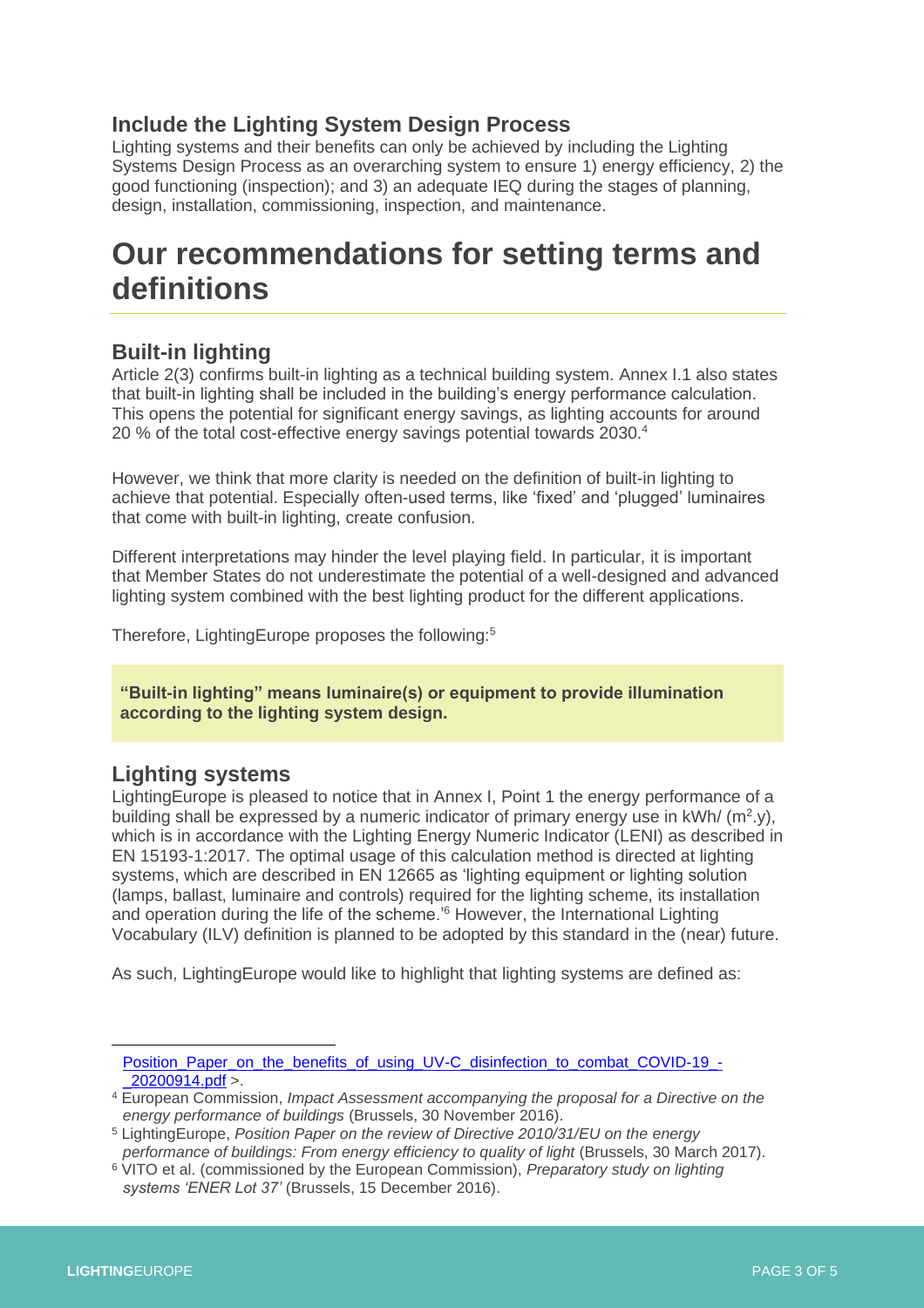### Include the Lighting System Design Process

Lighting systems and their benefits can only be achieved by including the Lighting Systems Design Process as an overarching system to ensure 1) energy efficiency, 2) the good functioning (inspection); and 3) an adequate IEQ during the stages of planning, design, installation, commissioning, inspection, and maintenance.

## Our recommendations for setting terms and definitions

### Built-in lighting

Article 2(3) confirms built-in lighting as a technical building system. Annex I.1 also states that built-in lighting shall be included in the building's energy performance calculation. This opens the potential for significant energy savings, as lighting accounts for around 20 % of the total cost-effective energy savings potential towards 2030.[4]

However, we think that more clarity is needed on the definition of built-in lighting to achieve that potential. Especially often-used terms, like 'fixed' and 'plugged' luminaires that come with built-in lighting, create confusion.

Different interpretations may hinder the level playing field. In particular, it is important that Member States do not underestimate the potential of a well-designed and advanced lighting system combined with the best lighting product for the different applications.

Therefore, LightingEurope proposes the following:[5]

> **"Built-in lighting" means luminaire(s) or equipment to provide illumination according to the lighting system design.**

### Lighting systems

LightingEurope is pleased to notice that in Annex I, Point 1 the energy performance of a building shall be expressed by a numeric indicator of primary energy use in kWh/ ($m^2$.y), which is in accordance with the Lighting Energy Numeric Indicator (LENI) as described in EN 15193-1:2017. The optimal usage of this calculation method is directed at lighting systems, which are described in EN 12665 as 'lighting equipment or lighting solution (lamps, ballast, luminaire and controls) required for the lighting scheme, its installation and operation during the life of the scheme.'[6] However, the International Lighting Vocabulary (ILV) definition is planned to be adopted by this standard in the (near) future.

As such, LightingEurope would like to highlight that lighting systems are defined as:

---

Position_Paper_on_the_benefits_of_using_UV-C_disinfection_to_combat_COVID-19_-_20200914.pdf >.

[4] European Commission, *Impact Assessment accompanying the proposal for a Directive on the energy performance of buildings* (Brussels, 30 November 2016).

[5] LightingEurope, *Position Paper on the review of Directive 2010/31/EU on the energy performance of buildings: From energy efficiency to quality of light* (Brussels, 30 March 2017).

[6] VITO et al. (commissioned by the European Commission), *Preparatory study on lighting systems 'ENER Lot 37'* (Brussels, 15 December 2016).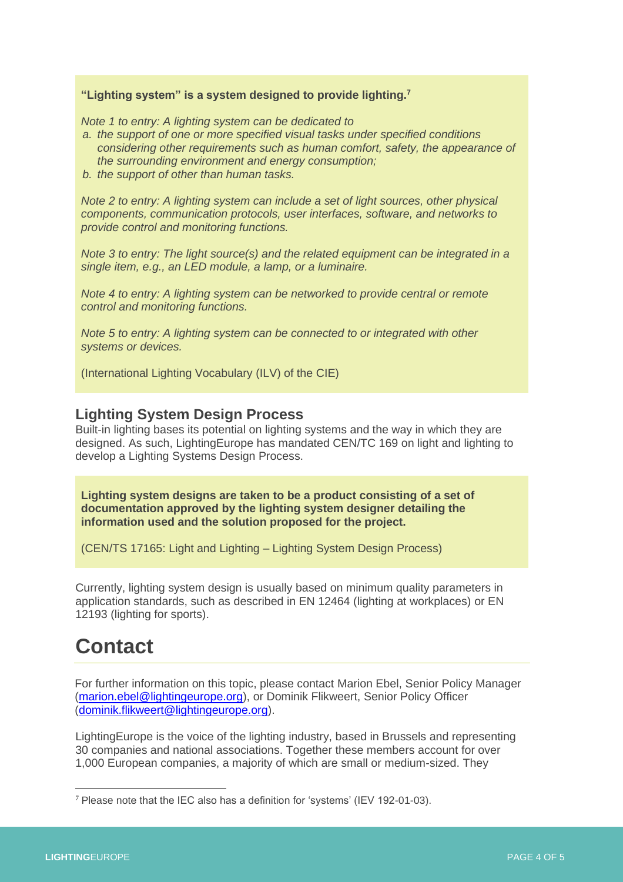**"Lighting system" is a system designed to provide lighting.[7]**

*Note 1 to entry: A lighting system can be dedicated to*

*a. the support of one or more specified visual tasks under specified conditions considering other requirements such as human comfort, safety, the appearance of the surrounding environment and energy consumption;*
*b. the support of other than human tasks.*

*Note 2 to entry: A lighting system can include a set of light sources, other physical components, communication protocols, user interfaces, software, and networks to provide control and monitoring functions.*

*Note 3 to entry: The light source(s) and the related equipment can be integrated in a single item, e.g., an LED module, a lamp, or a luminaire.*

*Note 4 to entry: A lighting system can be networked to provide central or remote control and monitoring functions.*

*Note 5 to entry: A lighting system can be connected to or integrated with other systems or devices.*

(International Lighting Vocabulary (ILV) of the CIE)

### Lighting System Design Process

Built-in lighting bases its potential on lighting systems and the way in which they are designed. As such, LightingEurope has mandated CEN/TC 169 on light and lighting to develop a Lighting Systems Design Process.

**Lighting system designs are taken to be a product consisting of a set of documentation approved by the lighting system designer detailing the information used and the solution proposed for the project.**

(CEN/TS 17165: Light and Lighting – Lighting System Design Process)

Currently, lighting system design is usually based on minimum quality parameters in application standards, such as described in EN 12464 (lighting at workplaces) or EN 12193 (lighting for sports).

# Contact

For further information on this topic, please contact Marion Ebel, Senior Policy Manager (marion.ebel@lightingeurope.org), or Dominik Flikweert, Senior Policy Officer (dominik.flikweert@lightingeurope.org).

LightingEurope is the voice of the lighting industry, based in Brussels and representing 30 companies and national associations. Together these members account for over 1,000 European companies, a majority of which are small or medium-sized. They

[7] Please note that the IEC also has a definition for 'systems' (IEV 192-01-03).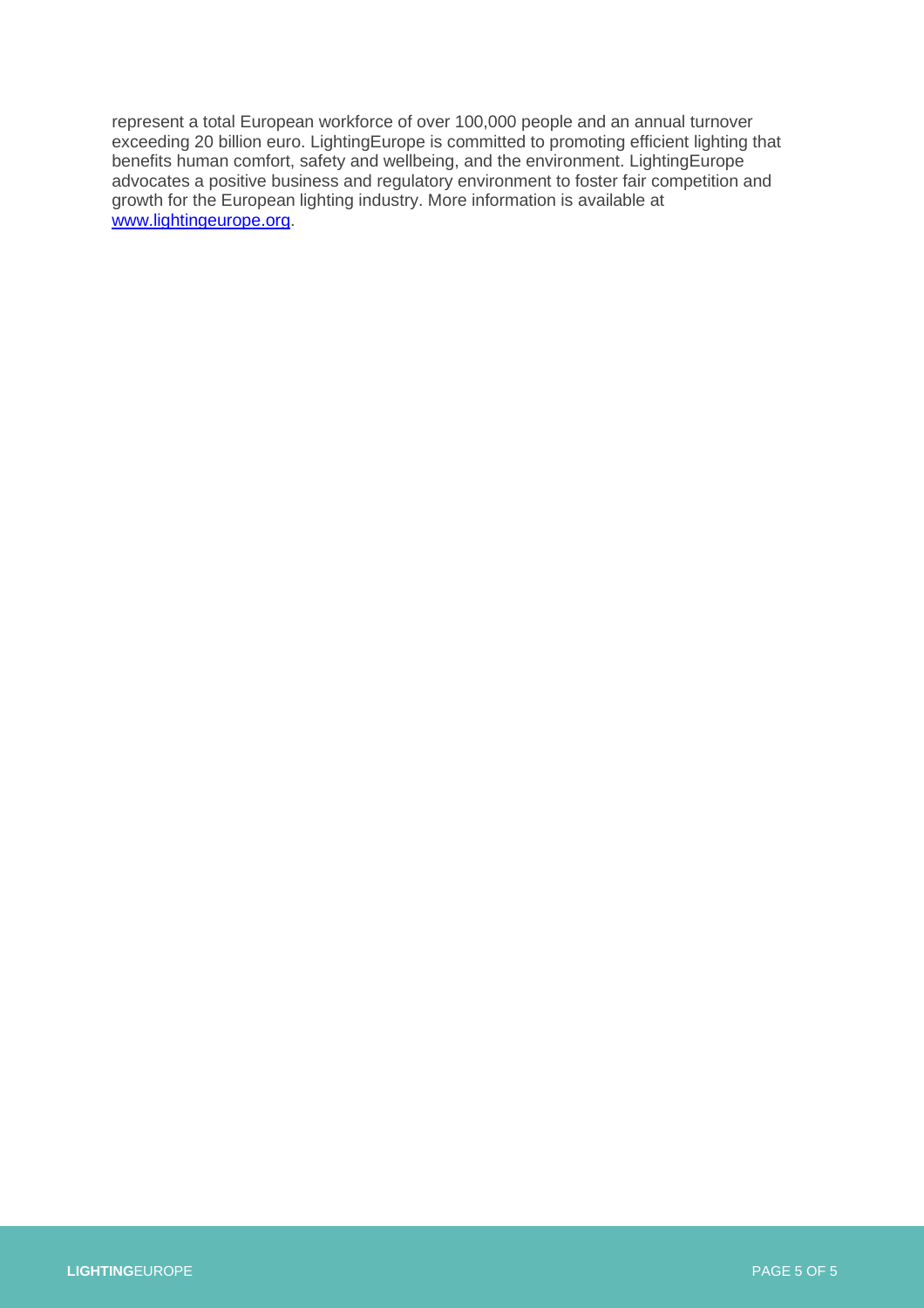represent a total European workforce of over 100,000 people and an annual turnover exceeding 20 billion euro. LightingEurope is committed to promoting efficient lighting that benefits human comfort, safety and wellbeing, and the environment. LightingEurope advocates a positive business and regulatory environment to foster fair competition and growth for the European lighting industry. More information is available at www.lightingeurope.org.